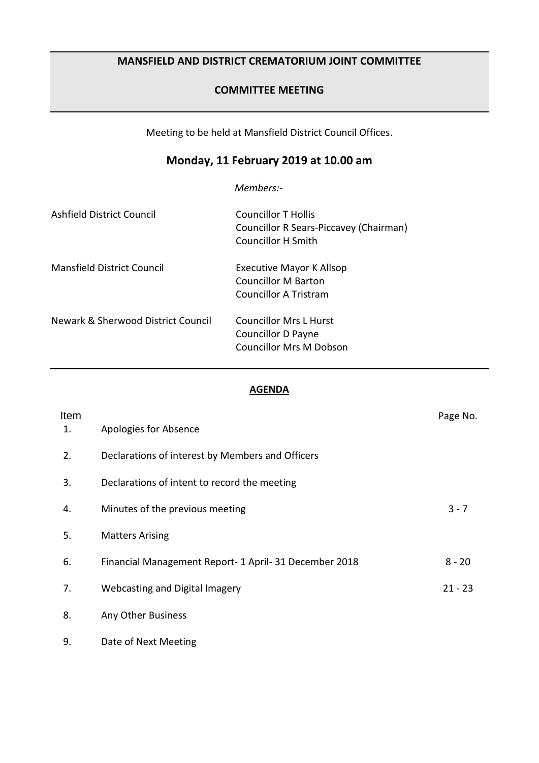# MANSFIELD AND DISTRICT CREMATORIUM JOINT COMMITTEE

## COMMITTEE MEETING

Meeting to be held at Mansfield District Council Offices.

## Monday, 11 February 2019 at 10.00 am

*Members:-*

| | |
|---|---|
| Ashfield District Council | Councillor T Hollis<br>Councillor R Sears-Piccavey (Chairman)<br>Councillor H Smith |
| Mansfield District Council | Executive Mayor K Allsop<br>Councillor M Barton<br>Councillor A Tristram |
| Newark & Sherwood District Council | Councillor Mrs L Hurst<br>Councillor D Payne<br>Councillor Mrs M Dobson |

**AGENDA**

| Item | | Page No. |
|---|---|---|
| 1. | Apologies for Absence | |
| 2. | Declarations of interest by Members and Officers | |
| 3. | Declarations of intent to record the meeting | |
| 4. | Minutes of the previous meeting | 3 - 7 |
| 5. | Matters Arising | |
| 6. | Financial Management Report- 1 April- 31 December 2018 | 8 - 20 |
| 7. | Webcasting and Digital Imagery | 21 - 23 |
| 8. | Any Other Business | |
| 9. | Date of Next Meeting | |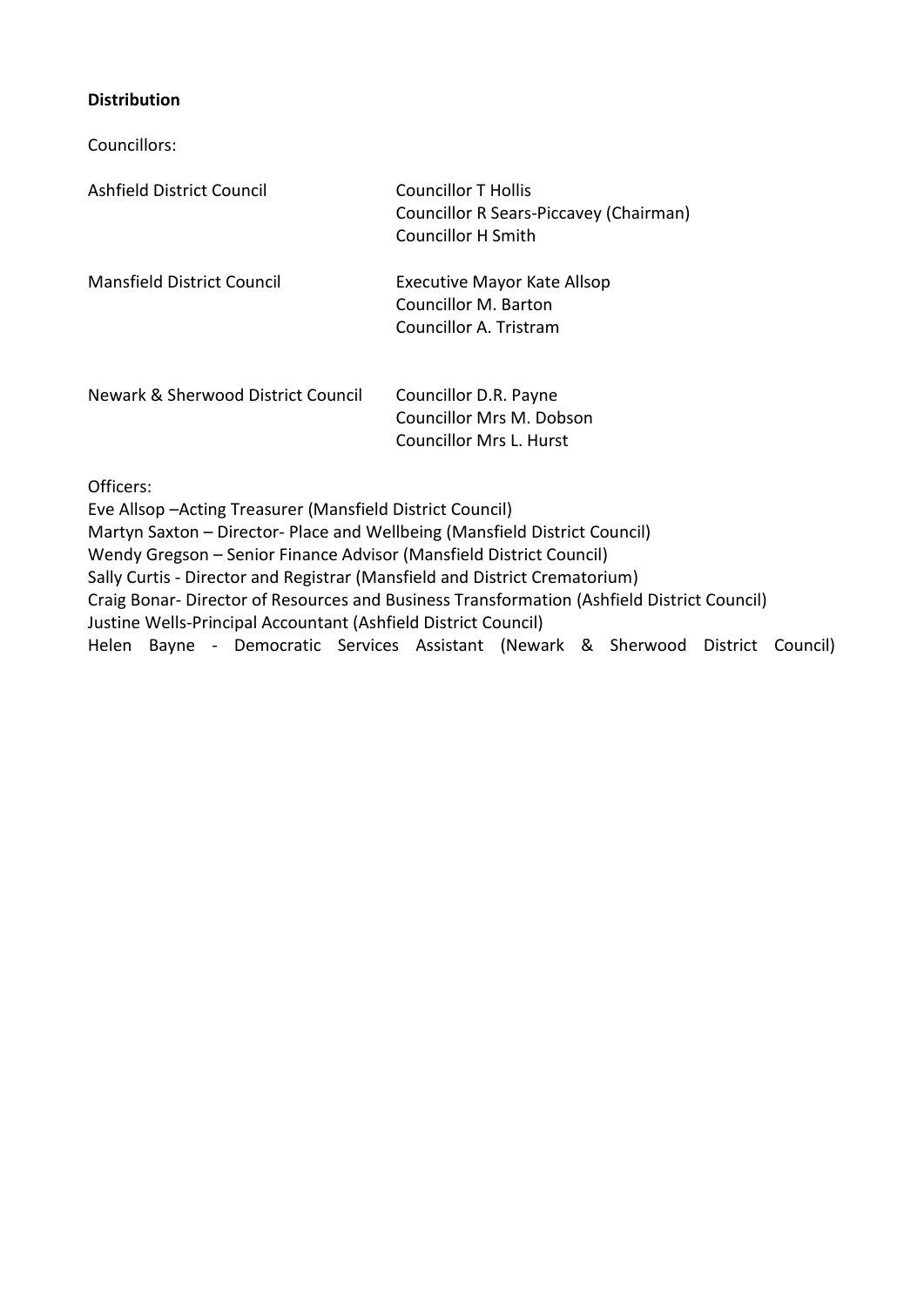**Distribution**

Councillors:

| | |
|---|---|
| Ashfield District Council | Councillor T Hollis<br>Councillor R Sears-Piccavey (Chairman)<br>Councillor H Smith |
| Mansfield District Council | Executive Mayor Kate Allsop<br>Councillor M. Barton<br>Councillor A. Tristram |
| Newark & Sherwood District Council | Councillor D.R. Payne<br>Councillor Mrs M. Dobson<br>Councillor Mrs L. Hurst |

Officers:

Eve Allsop –Acting Treasurer (Mansfield District Council)
Martyn Saxton – Director- Place and Wellbeing (Mansfield District Council)
Wendy Gregson – Senior Finance Advisor (Mansfield District Council)
Sally Curtis - Director and Registrar (Mansfield and District Crematorium)
Craig Bonar- Director of Resources and Business Transformation (Ashfield District Council)
Justine Wells-Principal Accountant (Ashfield District Council)
Helen Bayne - Democratic Services Assistant (Newark & Sherwood District Council)